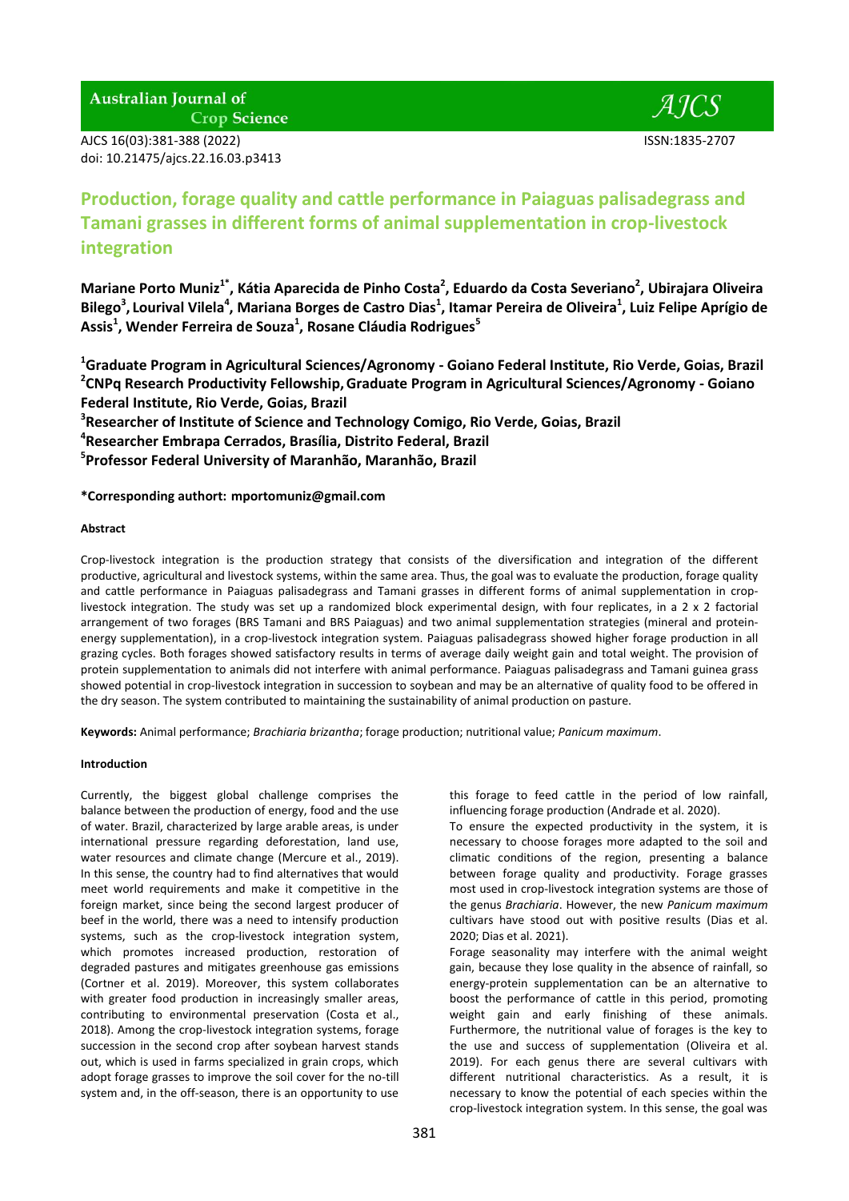# Production, forage quality and cattle performance in Paiaguas palisadegrass and Tamani grasses in different forms of animal supplementation in crop-livestock integration

**Mariane Porto Muniz[1*], Kátia Aparecida de Pinho Costa[2], Eduardo da Costa Severiano[2], Ubirajara Oliveira Bilego[3], Lourival Vilela[4], Mariana Borges de Castro Dias[1], Itamar Pereira de Oliveira[1], Luiz Felipe Aprígio de Assis[1], Wender Ferreira de Souza[1], Rosane Cláudia Rodrigues[5]**

[1]Graduate Program in Agricultural Sciences/Agronomy - Goiano Federal Institute, Rio Verde, Goias, Brazil
[2]CNPq Research Productivity Fellowship, Graduate Program in Agricultural Sciences/Agronomy - Goiano Federal Institute, Rio Verde, Goias, Brazil
[3]Researcher of Institute of Science and Technology Comigo, Rio Verde, Goias, Brazil
[4]Researcher Embrapa Cerrados, Brasília, Distrito Federal, Brazil
[5]Professor Federal University of Maranhão, Maranhão, Brazil

**\*Corresponding author: mportomuniz@gmail.com**

#### Abstract

Crop-livestock integration is the production strategy that consists of the diversification and integration of the different productive, agricultural and livestock systems, within the same area. Thus, the goal was to evaluate the production, forage quality and cattle performance in Paiaguas palisadegrass and Tamani grasses in different forms of animal supplementation in crop-livestock integration. The study was set up a randomized block experimental design, with four replicates, in a 2 x 2 factorial arrangement of two forages (BRS Tamani and BRS Paiaguas) and two animal supplementation strategies (mineral and protein-energy supplementation), in a crop-livestock integration system. Paiaguas palisadegrass showed higher forage production in all grazing cycles. Both forages showed satisfactory results in terms of average daily weight gain and total weight. The provision of protein supplementation to animals did not interfere with animal performance. Paiaguas palisadegrass and Tamani guinea grass showed potential in crop-livestock integration in succession to soybean and may be an alternative of quality food to be offered in the dry season. The system contributed to maintaining the sustainability of animal production on pasture.

**Keywords:** Animal performance; *Brachiaria brizantha*; forage production; nutritional value; *Panicum maximum*.

#### Introduction

Currently, the biggest global challenge comprises the balance between the production of energy, food and the use of water. Brazil, characterized by large arable areas, is under international pressure regarding deforestation, land use, water resources and climate change (Mercure et al., 2019). In this sense, the country had to find alternatives that would meet world requirements and make it competitive in the foreign market, since being the second larger producer of beef in the world, there was a need to intensify production systems, such as the crop-livestock integration system, which promotes increased production, restoration of degraded pastures and mitigates greenhouse gas emissions (Cortner et al. 2019). Moreover, this system collaborates with greater food production in increasingly smaller areas, contributing to environmental preservation (Costa et al., 2018). Among the crop-livestock integration systems, forage succession in the second crop after soybean harvest stands out, which is used in farms specialized in grain crops, which adopt forage grasses to improve the soil cover for the no-till system and, in the off-season, there is an opportunity to use this forage to feed cattle in the period of low rainfall, influencing forage production (Andrade et al. 2020).

To ensure the expected productivity in the system, it is necessary to choose forages more adapted to the soil and climatic conditions of the region, presenting a balance between forage quality and productivity. Forage grasses most used in crop-livestock integration systems are those of the genus *Brachiaria*. However, the new *Panicum maximum* cultivars have stood out with positive results (Dias et al. 2020; Dias et al. 2021).

Forage seasonality may interfere with the animal weight gain, because they lose quality in the absence of rainfall, so energy-protein supplementation can be an alternative to boost the performance of cattle in this period, promoting weight gain and early finishing of these animals. Furthermore, the nutritional value of forages is the key to the use and success of supplementation (Oliveira et al. 2019). For each genus there are several cultivars with different nutritional characteristics. As a result, it is necessary to know the potential of each species within the crop-livestock integration system. In this sense, the goal was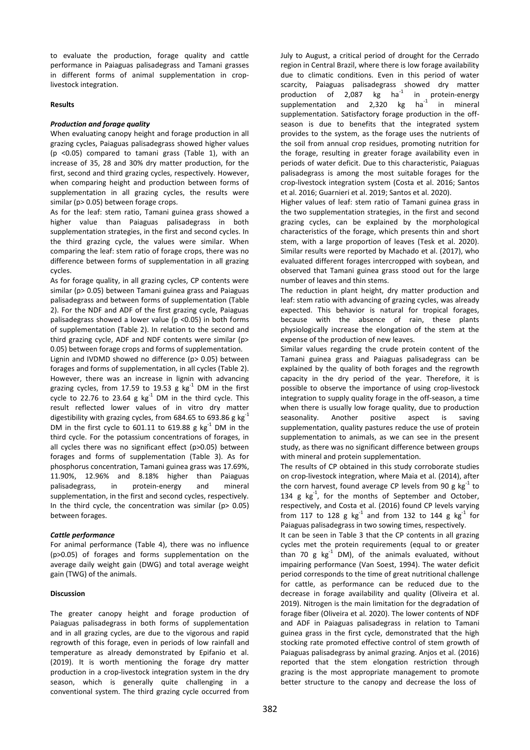to evaluate the production, forage quality and cattle performance in Paiaguas palisadegrass and Tamani grasses in different forms of animal supplementation in crop-livestock integration.

## Results

### *Production and forage quality*

When evaluating canopy height and forage production in all grazing cycles, Paiaguas palisadegrass showed higher values ($p < 0.05$) compared to tamani grass (Table 1), with an increase of 35, 28 and 30% dry matter production, for the first, second and third grazing cycles, respectively. However, when comparing height and production between forms of supplementation in all grazing cycles, the results were similar ($p > 0.05$) between forage crops.

As for the leaf: stem ratio, Tamani guinea grass showed a higher value than Paiaguas palisadegrass in both supplementation strategies, in the first and second cycles. In the third grazing cycle, the values were similar. When comparing the leaf: stem ratio of forage crops, there was no difference between forms of supplementation in all grazing cycles.

As for forage quality, in all grazing cycles, CP contents were similar ($p > 0.05$) between Tamani guinea grass and Paiaguas palisadegrass and between forms of supplementation (Table 2). For the NDF and ADF of the first grazing cycle, Paiaguas palisadegrass showed a lower value ($p < 0.05$) in both forms of supplementation (Table 2). In relation to the second and third grazing cycle, ADF and NDF contents were similar ($p > 0.05$) between forage crops and forms of supplementation.

Lignin and IVDMD showed no difference ($p > 0.05$) between forages and forms of supplementation, in all cycles (Table 2). However, there was an increase in lignin with advancing grazing cycles, from 17.59 to 19.53 g $kg^{-1}$ DM in the first cycle to 22.76 to 23.64 g $kg^{-1}$ DM in the third cycle. This result reflected lower values of in vitro dry matter digestibility with grazing cycles, from 684.65 to 693.86 g $kg^{-1}$ DM in the first cycle to 601.11 to 619.88 g $kg^{-1}$ DM in the third cycle. For the potassium concentrations of forages, in all cycles there was no significant effect ($p > 0.05$) between forages and forms of supplementation (Table 3). As for phosphorus concentration, Tamani guinea grass was 17.69%, 11.90%, 12.96% and 8.18% higher than Paiaguas palisadegrass, in protein-energy and mineral supplementation, in the first and second cycles, respectively. In the third cycle, the concentration was similar ($p > 0.05$) between forages.

### *Cattle performance*

For animal performance (Table 4), there was no influence ($p > 0.05$) of forages and forms supplementation on the average daily weight gain (DWG) and total average weight gain (TWG) of the animals.

## Discussion

The greater canopy height and forage production of Paiaguas palisadegrass in both forms of supplementation and in all grazing cycles, are due to the vigorous and rapid regrowth of this forage, even in periods of low rainfall and temperature as already demonstrated by Epifanio et al. (2019). It is worth mentioning the forage dry matter production in a crop-livestock integration system in the dry season, which is generally quite challenging in a conventional system. The third grazing cycle occurred from July to August, a critical period of drought for the Cerrado region in Central Brazil, where there is low forage availability due to climatic conditions. Even in this period of water scarcity, Paiaguas palisadegrass showed dry matter production of 2,087 kg $ha^{-1}$ in protein-energy supplementation and 2,320 kg $ha^{-1}$ in mineral supplementation. Satisfactory forage production in the off-season is due to benefits that the integrated system provides to the system, as the forage uses the nutrients of the soil from annual crop residues, promoting nutrition for the forage, resulting in greater forage availability even in periods of water deficit. Due to this characteristic, Paiaguas palisadegrass is among the most suitable forages for the crop-livestock integration system (Costa et al. 2016; Santos et al. 2016; Guarnieri et al. 2019; Santos et al. 2020).

Higher values of leaf: stem ratio of Tamani guinea grass in the two supplementation strategies, in the first and second grazing cycles, can be explained by the morphological characteristics of the forage, which presents thin and short stem, with a large proportion of leaves (Tesk et al. 2020). Similar results were reported by Machado et al. (2017), who evaluated different forages intercropped with soybean, and observed that Tamani guinea grass stood out for the large number of leaves and thin stems.

The reduction in plant height, dry matter production and leaf: stem ratio with advancing of grazing cycles, was already expected. This behavior is natural for tropical forages, because with the absence of rain, these plants physiologically increase the elongation of the stem at the expense of the production of new leaves.

Similar values regarding the crude protein content of the Tamani guinea grass and Paiaguas palisadegrass can be explained by the quality of both forages and the regrowth capacity in the dry period of the year. Therefore, it is possible to observe the importance of using crop-livestock integration to supply quality forage in the off-season, a time when there is usually low forage quality, due to production seasonality. Another positive aspect is saving supplementation, quality pastures reduce the use of protein supplementation to animals, as we can see in the present study, as there was no significant difference between groups with mineral and protein supplementation.

The results of CP obtained in this study corroborate studies on crop-livestock integration, where Maia et al. (2014), after the corn harvest, found average CP levels from 90 g $kg^{-1}$ to 134 g $kg^{-1}$, for the months of September and October, respectively, and Costa et al. (2016) found CP levels varying from 117 to 128 g $kg^{-1}$ and from 132 to 144 g $kg^{-1}$ for Paiaguas palisadegrass in two sowing times, respectively.

It can be seen in Table 3 that the CP contents in all grazing cycles met the protein requirements (equal to or greater than 70 g $kg^{-1}$ DM), of the animals evaluated, without impairing performance (Van Soest, 1994). The water deficit period corresponds to the time of great nutritional challenge for cattle, as performance can be reduced due to the decrease in forage availability and quality (Oliveira et al. 2019). Nitrogen is the main limitation for the degradation of forage fiber (Oliveira et al. 2020). The lower contents of NDF and ADF in Paiaguas palisadegrass in relation to Tamani guinea grass in the first cycle, demonstrated that the high stocking rate promoted effective control of stem growth of Paiaguas palisadegrass by animal grazing. Anjos et al. (2016) reported that the stem elongation restriction through grazing is the most appropriate management to promote better structure to the canopy and decrease the loss of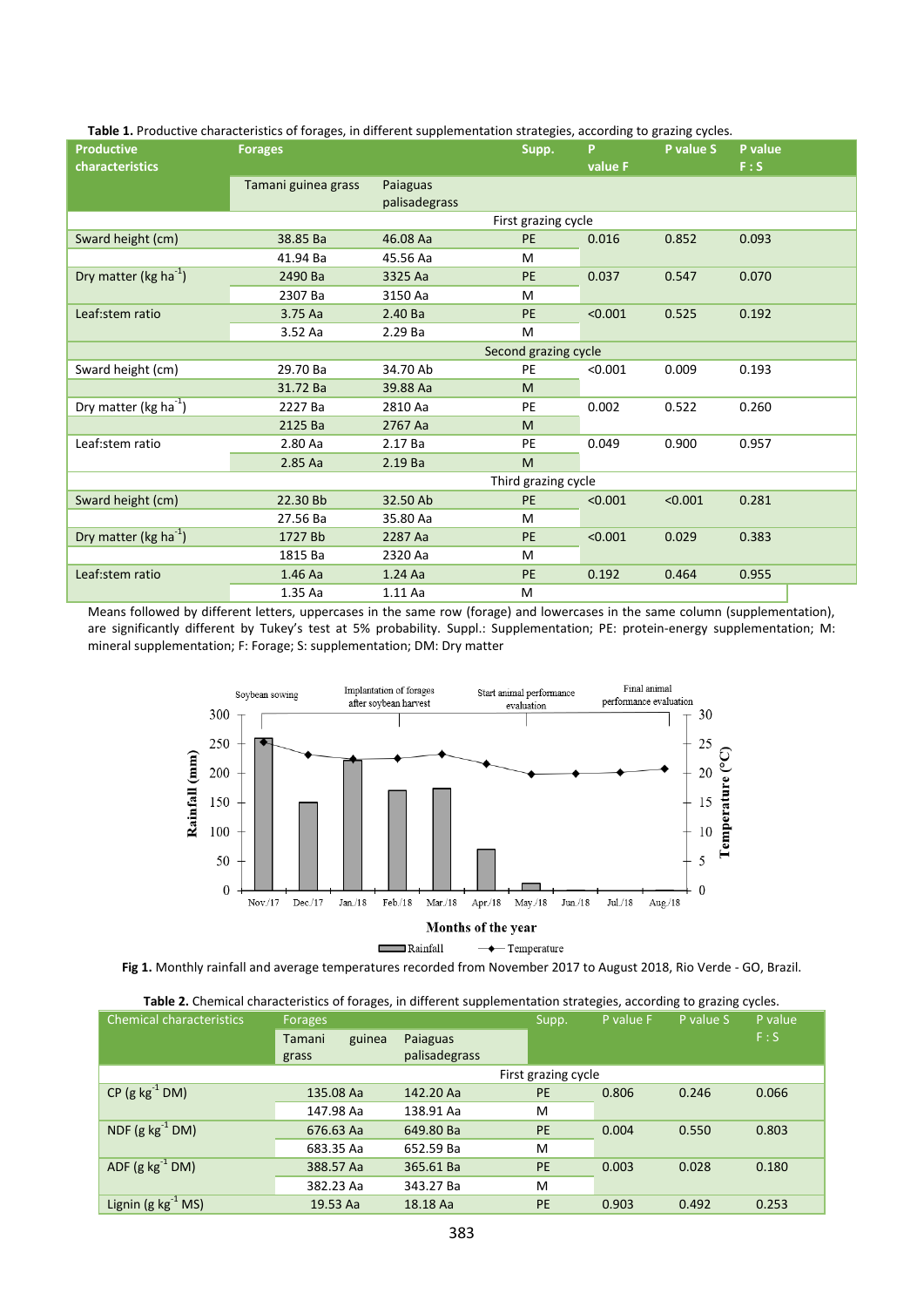**Table 1.** Productive characteristics of forages, in different supplementation strategies, according to grazing cycles.

| Productive characteristics | Forages | | Supp. | P value F | P value S | P value F : S |
|---|---|---|---|---|---|---|
| | Tamani guinea grass | Paiaguas palisadegrass | | | | |
| | | | First grazing cycle | | | |
| Sward height (cm) | 38.85 Ba | 46.08 Aa | PE | 0.016 | 0.852 | 0.093 |
| | 41.94 Ba | 45.56 Aa | M | | | |
| Dry matter (kg ha$^{-1}$) | 2490 Ba | 3325 Aa | PE | 0.037 | 0.547 | 0.070 |
| | 2307 Ba | 3150 Aa | M | | | |
| Leaf:stem ratio | 3.75 Aa | 2.40 Ba | PE | <0.001 | 0.525 | 0.192 |
| | 3.52 Aa | 2.29 Ba | M | | | |
| | | | Second grazing cycle | | | |
| Sward height (cm) | 29.70 Ba | 34.70 Ab | PE | <0.001 | 0.009 | 0.193 |
| | 31.72 Ba | 39.88 Aa | M | | | |
| Dry matter (kg ha$^{-1}$) | 2227 Ba | 2810 Aa | PE | 0.002 | 0.522 | 0.260 |
| | 2125 Ba | 2767 Aa | M | | | |
| Leaf:stem ratio | 2.80 Aa | 2.17 Ba | PE | 0.049 | 0.900 | 0.957 |
| | 2.85 Aa | 2.19 Ba | M | | | |
| | | | Third grazing cycle | | | |
| Sward height (cm) | 22.30 Bb | 32.50 Ab | PE | <0.001 | <0.001 | 0.281 |
| | 27.56 Ba | 35.80 Aa | M | | | |
| Dry matter (kg ha$^{-1}$) | 1727 Bb | 2287 Aa | PE | <0.001 | 0.029 | 0.383 |
| | 1815 Ba | 2320 Aa | M | | | |
| Leaf:stem ratio | 1.46 Aa | 1.24 Aa | PE | 0.192 | 0.464 | 0.955 |
| | 1.35 Aa | 1.11 Aa | M | | | |

Means followed by different letters, uppercases in the same row (forage) and lowercases in the same column (supplementation), are significantly different by Tukey's test at 5% probability. Suppl.: Supplementation; PE: protein-energy supplementation; M: mineral supplementation; F: Forage; S: supplementation; DM: Dry matter

Soybean sowing
Implantation of forages after soybean harvest
Start animal performance evaluation
Final animal performance evaluation

Rainfall (mm)
0
50
100
150
200
250
300

Temperature (°C)
0
5
10
15
20
25
30

Nov./17 Dec./17 Jan./18 Feb./18 Mar./18 Apr./18 May./18 Jun./18 Jul./18 Aug./18

Months of the year

Rainfall — Temperature

**Fig 1.** Monthly rainfall and average temperatures recorded from November 2017 to August 2018, Rio Verde - GO, Brazil.

**Table 2.** Chemical characteristics of forages, in different supplementation strategies, according to grazing cycles.

| Chemical characteristics | Forages | | Supp. | P value F | P value S | P value F : S |
|---|---|---|---|---|---|---|
| | Tamani guinea grass | Paiaguas palisadegrass | | | | |
| | | | First grazing cycle | | | |
| CP (g kg$^{-1}$ DM) | 135.08 Aa | 142.20 Aa | PE | 0.806 | 0.246 | 0.066 |
| | 147.98 Aa | 138.91 Aa | M | | | |
| NDF (g kg$^{-1}$ DM) | 676.63 Aa | 649.80 Ba | PE | 0.004 | 0.550 | 0.803 |
| | 683.35 Aa | 652.59 Ba | M | | | |
| ADF (g kg$^{-1}$ DM) | 388.57 Aa | 365.61 Ba | PE | 0.003 | 0.028 | 0.180 |
| | 382.23 Aa | 343.27 Ba | M | | | |
| Lignin (g kg$^{-1}$ MS) | 19.53 Aa | 18.18 Aa | PE | 0.903 | 0.492 | 0.253 |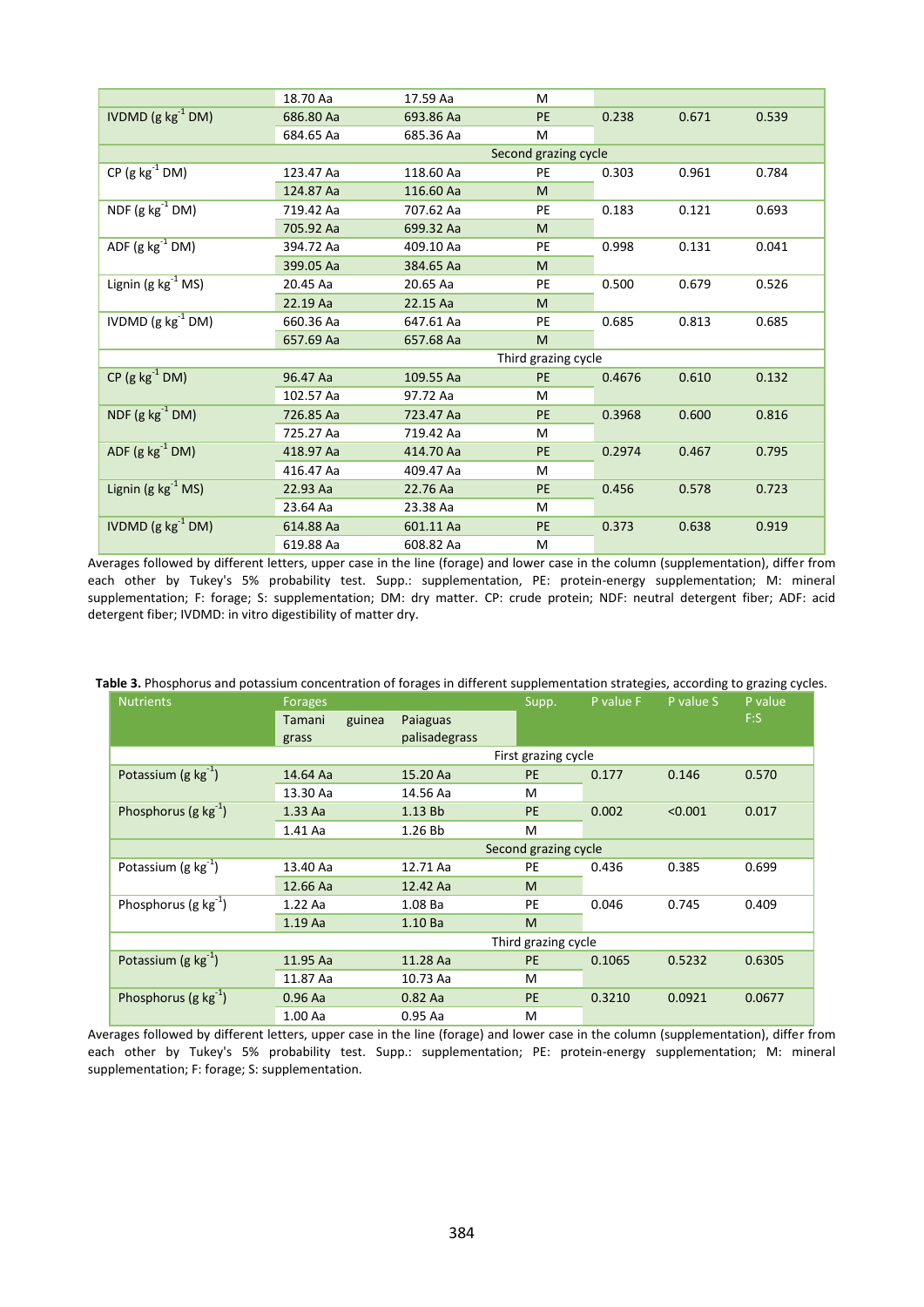| | | | | | | |
|---|---|---|---|---|---|---|
| | 18.70 Aa | 17.59 Aa | M | | | |
| IVDMD (g kg$^{-1}$ DM) | 686.80 Aa | 693.86 Aa | PE | 0.238 | 0.671 | 0.539 |
| | 684.65 Aa | 685.36 Aa | M | | | |
| Second grazing cycle | | | | | | |
| CP (g kg$^{-1}$ DM) | 123.47 Aa | 118.60 Aa | PE | 0.303 | 0.961 | 0.784 |
| | 124.87 Aa | 116.60 Aa | M | | | |
| NDF (g kg$^{-1}$ DM) | 719.42 Aa | 707.62 Aa | PE | 0.183 | 0.121 | 0.693 |
| | 705.92 Aa | 699.32 Aa | M | | | |
| ADF (g kg$^{-1}$ DM) | 394.72 Aa | 409.10 Aa | PE | 0.998 | 0.131 | 0.041 |
| | 399.05 Aa | 384.65 Aa | M | | | |
| Lignin (g kg$^{-1}$ MS) | 20.45 Aa | 20.65 Aa | PE | 0.500 | 0.679 | 0.526 |
| | 22.19 Aa | 22.15 Aa | M | | | |
| IVDMD (g kg$^{-1}$ DM) | 660.36 Aa | 647.61 Aa | PE | 0.685 | 0.813 | 0.685 |
| | 657.69 Aa | 657.68 Aa | M | | | |
| Third grazing cycle | | | | | | |
| CP (g kg$^{-1}$ DM) | 96.47 Aa | 109.55 Aa | PE | 0.4676 | 0.610 | 0.132 |
| | 102.57 Aa | 97.72 Aa | M | | | |
| NDF (g kg$^{-1}$ DM) | 726.85 Aa | 723.47 Aa | PE | 0.3968 | 0.600 | 0.816 |
| | 725.27 Aa | 719.42 Aa | M | | | |
| ADF (g kg$^{-1}$ DM) | 418.97 Aa | 414.70 Aa | PE | 0.2974 | 0.467 | 0.795 |
| | 416.47 Aa | 409.47 Aa | M | | | |
| Lignin (g kg$^{-1}$ MS) | 22.93 Aa | 22.76 Aa | PE | 0.456 | 0.578 | 0.723 |
| | 23.64 Aa | 23.38 Aa | M | | | |
| IVDMD (g kg$^{-1}$ DM) | 614.88 Aa | 601.11 Aa | PE | 0.373 | 0.638 | 0.919 |
| | 619.88 Aa | 608.82 Aa | M | | | |

Averages followed by different letters, upper case in the line (forage) and lower case in the column (supplementation), differ from each other by Tukey's 5% probability test. Supp.: supplementation, PE: protein-energy supplementation; M: mineral supplementation; F: forage; S: supplementation; DM: dry matter. CP: crude protein; NDF: neutral detergent fiber; ADF: acid detergent fiber; IVDMD: in vitro digestibility of matter dry.

**Table 3.** Phosphorus and potassium concentration of forages in different supplementation strategies, according to grazing cycles.

| Nutrients | Forages | | Supp. | P value F | P value S | P value F:S |
|---|---|---|---|---|---|---|
| | Tamani guinea grass | Paiaguas palisadegrass | | | | |
| First grazing cycle | | | | | | |
| Potassium (g kg$^{-1}$) | 14.64 Aa | 15.20 Aa | PE | 0.177 | 0.146 | 0.570 |
| | 13.30 Aa | 14.56 Aa | M | | | |
| Phosphorus (g kg$^{-1}$) | 1.33 Aa | 1.13 Bb | PE | 0.002 | <0.001 | 0.017 |
| | 1.41 Aa | 1.26 Bb | M | | | |
| Second grazing cycle | | | | | | |
| Potassium (g kg$^{-1}$) | 13.40 Aa | 12.71 Aa | PE | 0.436 | 0.385 | 0.699 |
| | 12.66 Aa | 12.42 Aa | M | | | |
| Phosphorus (g kg$^{-1}$) | 1.22 Aa | 1.08 Ba | PE | 0.046 | 0.745 | 0.409 |
| | 1.19 Aa | 1.10 Ba | M | | | |
| Third grazing cycle | | | | | | |
| Potassium (g kg$^{-1}$) | 11.95 Aa | 11.28 Aa | PE | 0.1065 | 0.5232 | 0.6305 |
| | 11.87 Aa | 10.73 Aa | M | | | |
| Phosphorus (g kg$^{-1}$) | 0.96 Aa | 0.82 Aa | PE | 0.3210 | 0.0921 | 0.0677 |
| | 1.00 Aa | 0.95 Aa | M | | | |

Averages followed by different letters, upper case in the line (forage) and lower case in the column (supplementation), differ from each other by Tukey's 5% probability test. Supp.: supplementation; PE: protein-energy supplementation; M: mineral supplementation; F: forage; S: supplementation.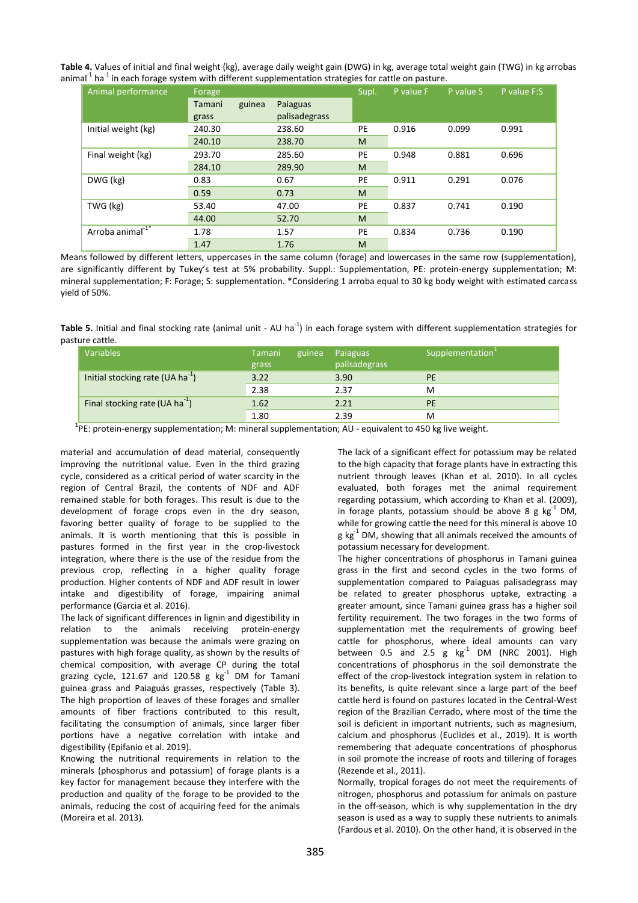**Table 4.** Values of initial and final weight (kg), average daily weight gain (DWG) in kg, average total weight gain (TWG) in kg arrobas animal$^{-1}$ ha$^{-1}$ in each forage system with different supplementation strategies for cattle on pasture.

| Animal performance | Forage | | Supl. | P value F | P value S | P value F:S |
|---|---|---|---|---|---|---|
| | Tamani guinea grass | Paiaguas palisadegrass | | | | |
| Initial weight (kg) | 240.30 | 238.60 | PE | 0.916 | 0.099 | 0.991 |
| | 240.10 | 238.70 | M | | | |
| Final weight (kg) | 293.70 | 285.60 | PE | 0.948 | 0.881 | 0.696 |
| | 284.10 | 289.90 | M | | | |
| DWG (kg) | 0.83 | 0.67 | PE | 0.911 | 0.291 | 0.076 |
| | 0.59 | 0.73 | M | | | |
| TWG (kg) | 53.40 | 47.00 | PE | 0.837 | 0.741 | 0.190 |
| | 44.00 | 52.70 | M | | | |
| Arroba animal$^{-1*}$ | 1.78 | 1.57 | PE | 0.834 | 0.736 | 0.190 |
| | 1.47 | 1.76 | M | | | |

Means followed by different letters, uppercases in the same column (forage) and lowercases in the same row (supplementation), are significantly different by Tukey's test at 5% probability. Suppl.: Supplementation, PE: protein-energy supplementation; M: mineral supplementation; F: Forage; S: supplementation. *Considering 1 arroba equal to 30 kg body weight with estimated carcass yield of 50%.

**Table 5.** Initial and final stocking rate (animal unit - AU ha$^{-1}$) in each forage system with different supplementation strategies for pasture cattle.

| Variables | Tamani guinea grass | Paiaguas palisadegrass | Supplementation[1] |
|---|---|---|---|
| Initial stocking rate (UA ha$^{-1}$) | 3.22 | 3.90 | PE |
| | 2.38 | 2.37 | M |
| Final stocking rate (UA ha$^{-1}$) | 1.62 | 2.21 | PE |
| | 1.80 | 2.39 | M |

[1]PE: protein-energy supplementation; M: mineral supplementation; AU - equivalent to 450 kg live weight.

material and accumulation of dead material, consequently improving the nutritional value. Even in the third grazing cycle, considered as a critical period of water scarcity in the region of Central Brazil, the contents of NDF and ADF remained stable for both forages. This result is due to the development of forage crops even in the dry season, favoring better quality of forage to be supplied to the animals. It is worth mentioning that this is possible in pastures formed in the first year in the crop-livestock integration, where there is the use of the residue from the previous crop, reflecting in a higher quality forage production. Higher contents of NDF and ADF result in lower intake and digestibility of forage, impairing animal performance (Garcia et al. 2016).

The lack of significant differences in lignin and digestibility in relation to the animals receiving protein-energy supplementation was because the animals were grazing on pastures with high forage quality, as shown by the results of chemical composition, with average CP during the total grazing cycle, 121.67 and 120.58 g kg$^{-1}$ DM for Tamani guinea grass and Paiaguás grasses, respectively (Table 3). The high proportion of leaves of these forages and smaller amounts of fiber fractions contributed to this result, facilitating the consumption of animals, since larger fiber portions have a negative correlation with intake and digestibility (Epifanio et al. 2019).

Knowing the nutritional requirements in relation to the minerals (phosphorus and potassium) of forage plants is a key factor for management because they interfere with the production and quality of the forage to be provided to the animals, reducing the cost of acquiring feed for the animals (Moreira et al. 2013).

The lack of a significant effect for potassium may be related to the high capacity that forage plants have in extracting this nutrient through leaves (Khan et al. 2010). In all cycles evaluated, both forages met the animal requirement regarding potassium, which according to Khan et al. (2009), in forage plants, potassium should be above 8 g kg$^{-1}$ DM, while for growing cattle the need for this mineral is above 10 g kg$^{-1}$ DM, showing that all animals received the amounts of potassium necessary for development.

The higher concentrations of phosphorus in Tamani guinea grass in the first and second cycles in the two forms of supplementation compared to Paiaguas palisadegrass may be related to greater phosphorus uptake, extracting a greater amount, since Tamani guinea grass has a higher soil fertility requirement. The two forages in the two forms of supplementation met the requirements of growing beef cattle for phosphorus, where ideal amounts can vary between 0.5 and 2.5 g kg$^{-1}$ DM (NRC 2001). High concentrations of phosphorus in the soil demonstrate the effect of the crop-livestock integration system in relation to its benefits, is quite relevant since a large part of the beef cattle herd is found on pastures located in the Central-West region of the Brazilian Cerrado, where most of the time the soil is deficient in important nutrients, such as magnesium, calcium and phosphorus (Euclides et al., 2019). It is worth remembering that adequate concentrations of phosphorus in soil promote the increase of roots and tillering of forages (Rezende et al., 2011).

Normally, tropical forages do not meet the requirements of nitrogen, phosphorus and potassium for animals on pasture in the off-season, which is why supplementation in the dry season is used as a way to supply these nutrients to animals (Fardous et al. 2010). On the other hand, it is observed in the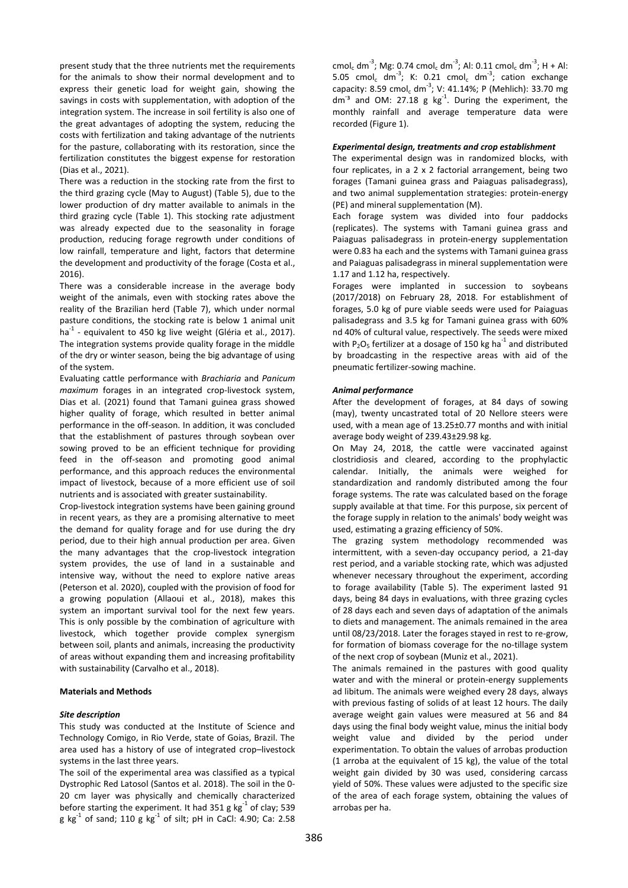present study that the three nutrients met the requirements for the animals to show their normal development and to express their genetic load for weight gain, showing the savings in costs with supplementation, with adoption of the integration system. The increase in soil fertility is also one of the great advantages of adopting the system, reducing the costs with fertilization and taking advantage of the nutrients for the pasture, collaborating with its restoration, since the fertilization constitutes the biggest expense for restoration (Dias et al., 2021).

There was a reduction in the stocking rate from the first to the third grazing cycle (May to August) (Table 5), due to the lower production of dry matter available to animals in the third grazing cycle (Table 1). This stocking rate adjustment was already expected due to the seasonality in forage production, reducing forage regrowth under conditions of low rainfall, temperature and light, factors that determine the development and productivity of the forage (Costa et al., 2016).

There was a considerable increase in the average body weight of the animals, even with stocking rates above the reality of the Brazilian herd (Table 7), which under normal pasture conditions, the stocking rate is below 1 animal unit $ha^{-1}$ - equivalent to 450 kg live weight (Gléria et al., 2017). The integration systems provide quality forage in the middle of the dry or winter season, being the big advantage of using of the system.

Evaluating cattle performance with *Brachiaria* and *Panicum maximum* forages in an integrated crop-livestock system, Dias et al. (2021) found that Tamani guinea grass showed higher quality of forage, which resulted in better animal performance in the off-season. In addition, it was concluded that the establishment of pastures through soybean over sowing proved to be an efficient technique for providing feed in the off-season and promoting good animal performance, and this approach reduces the environmental impact of livestock, because of a more efficient use of soil nutrients and is associated with greater sustainability.

Crop-livestock integration systems have been gaining ground in recent years, as they are a promising alternative to meet the demand for quality forage and for use during the dry period, due to their high annual production per area. Given the many advantages that the crop-livestock integration system provides, the use of land in a sustainable and intensive way, without the need to explore native areas (Peterson et al. 2020), coupled with the provision of food for a growing population (Allaoui et al., 2018), makes this system an important survival tool for the next few years. This is only possible by the combination of agriculture with livestock, which together provide complex synergism between soil, plants and animals, increasing the productivity of areas without expanding them and increasing profitability with sustainability (Carvalho et al., 2018).

## Materials and Methods

### *Site description*

This study was conducted at the Institute of Science and Technology Comigo, in Rio Verde, state of Goias, Brazil. The area used has a history of use of integrated crop–livestock systems in the last three years.

The soil of the experimental area was classified as a typical Dystrophic Red Latosol (Santos et al. 2018). The soil in the 0-20 cm layer was physically and chemically characterized before starting the experiment. It had 351 g $kg^{-1}$ of clay; 539 g $kg^{-1}$ of sand; 110 g $kg^{-1}$ of silt; pH in CaCl: 4.90; Ca: 2.58 $cmol_c\ dm^{-3}$; Mg: 0.74 $cmol_c\ dm^{-3}$; Al: 0.11 $cmol_c\ dm^{-3}$; H + Al: 5.05 $cmol_c\ dm^{-3}$; K: 0.21 $cmol_c\ dm^{-3}$; cation exchange capacity: 8.59 $cmol_c\ dm^{-3}$; V: 41.14%; P (Mehlich): 33.70 mg $dm^{-3}$ and OM: 27.18 g $kg^{-1}$. During the experiment, the monthly rainfall and average temperature data were recorded (Figure 1).

### *Experimental design, treatments and crop establishment*

The experimental design was in randomized blocks, with four replicates, in a 2 x 2 factorial arrangement, being two forages (Tamani guinea grass and Paiaguas palisadegrass), and two animal supplementation strategies: protein-energy (PE) and mineral supplementation (M).

Each forage system was divided into four paddocks (replicates). The systems with Tamani guinea grass and Paiaguas palisadegrass in protein-energy supplementation were 0.83 ha each and the systems with Tamani guinea grass and Paiaguas palisadegrass in mineral supplementation were 1.17 and 1.12 ha, respectively.

Forages were implanted in succession to soybeans (2017/2018) on February 28, 2018. For establishment of forages, 5.0 kg of pure viable seeds were used for Paiaguas palisadegrass and 3.5 kg for Tamani guinea grass with 60% nd 40% of cultural value, respectively. The seeds were mixed with $P_2O_5$ fertilizer at a dosage of 150 kg $ha^{-1}$ and distributed by broadcasting in the respective areas with aid of the pneumatic fertilizer-sowing machine.

### *Animal performance*

After the development of forages, at 84 days of sowing (may), twenty uncastrated total of 20 Nellore steers were used, with a mean age of 13.25±0.77 months and with initial average body weight of 239.43±29.98 kg.

On May 24, 2018, the cattle were vaccinated against clostridiosis and cleared, according to the prophylactic calendar. Initially, the animals were weighed for standardization and randomly distributed among the four forage systems. The rate was calculated based on the forage supply available at that time. For this purpose, six percent of the forage supply in relation to the animals' body weight was used, estimating a grazing efficiency of 50%.

The grazing system methodology recommended was intermittent, with a seven-day occupancy period, a 21-day rest period, and a variable stocking rate, which was adjusted whenever necessary throughout the experiment, according to forage availability (Table 5). The experiment lasted 91 days, being 84 days in evaluations, with three grazing cycles of 28 days each and seven days of adaptation of the animals to diets and management. The animals remained in the area until 08/23/2018. Later the forages stayed in rest to re-grow, for formation of biomass coverage for the no-tillage system of the next crop of soybean (Muniz et al., 2021).

The animals remained in the pastures with good quality water and with the mineral or protein-energy supplements ad libitum. The animals were weighed every 28 days, always with previous fasting of solids of at least 12 hours. The daily average weight gain values were measured at 56 and 84 days using the final body weight value, minus the initial body weight value and divided by the period under experimentation. To obtain the values of arrobas production (1 arroba at the equivalent of 15 kg), the value of the total weight gain divided by 30 was used, considering carcass yield of 50%. These values were adjusted to the specific size of the area of each forage system, obtaining the values of arrobas per ha.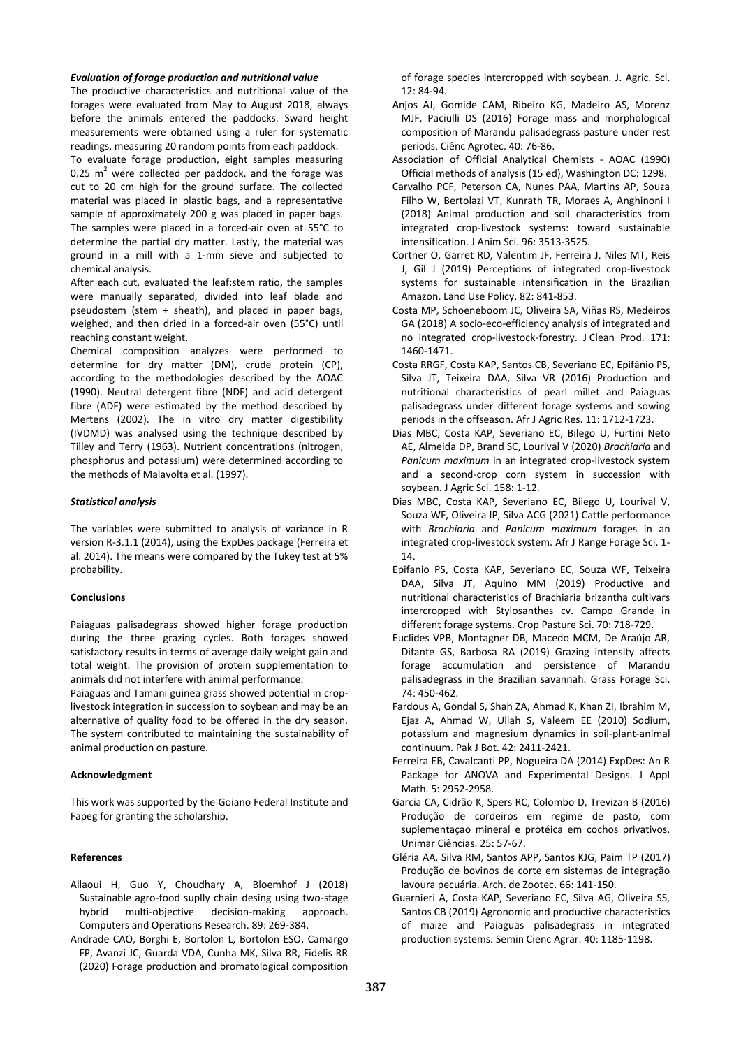### *Evaluation of forage production and nutritional value*

The productive characteristics and nutritional value of the forages were evaluated from May to August 2018, always before the animals entered the paddocks. Sward height measurements were obtained using a ruler for systematic readings, measuring 20 random points from each paddock.

To evaluate forage production, eight samples measuring 0.25 $m^2$ were collected per paddock, and the forage was cut to 20 cm high for the ground surface. The collected material was placed in plastic bags, and a representative sample of approximately 200 g was placed in paper bags. The samples were placed in a forced-air oven at 55°C to determine the partial dry matter. Lastly, the material was ground in a mill with a 1-mm sieve and subjected to chemical analysis.

After each cut, evaluated the leaf:stem ratio, the samples were manually separated, divided into leaf blade and pseudostem (stem + sheath), and placed in paper bags, weighed, and then dried in a forced-air oven (55°C) until reaching constant weight.

Chemical composition analyzes were performed to determine for dry matter (DM), crude protein (CP), according to the methodologies described by the AOAC (1990). Neutral detergent fibre (NDF) and acid detergent fibre (ADF) were estimated by the method described by Mertens (2002). The in vitro dry matter digestibility (IVDMD) was analysed using the technique described by Tilley and Terry (1963). Nutrient concentrations (nitrogen, phosphorus and potassium) were determined according to the methods of Malavolta et al. (1997).

### *Statistical analysis*

The variables were submitted to analysis of variance in R version R-3.1.1 (2014), using the ExpDes package (Ferreira et al. 2014). The means were compared by the Tukey test at 5% probability.

## Conclusions

Paiaguas palisadegrass showed higher forage production during the three grazing cycles. Both forages showed satisfactory results in terms of average daily weight gain and total weight. The provision of protein supplementation to animals did not interfere with animal performance.

Paiaguas and Tamani guinea grass showed potential in crop-livestock integration in succession to soybean and may be an alternative of quality food to be offered in the dry season. The system contributed to maintaining the sustainability of animal production on pasture.

## Acknowledgment

This work was supported by the Goiano Federal Institute and Fapeg for granting the scholarship.

## References

Allaoui H, Guo Y, Choudhary A, Bloemhof J (2018) Sustainable agro-food suplly chain desing using two-stage hybrid multi-objective decision-making approach. Computers and Operations Research. 89: 269-384.

Andrade CAO, Borghi E, Bortolon L, Bortolon ESO, Camargo FP, Avanzi JC, Guarda VDA, Cunha MK, Silva RR, Fidelis RR (2020) Forage production and bromatological composition of forage species intercropped with soybean. J. Agric. Sci. 12: 84-94.

Anjos AJ, Gomide CAM, Ribeiro KG, Madeiro AS, Morenz MJF, Paciulli DS (2016) Forage mass and morphological composition of Marandu palisadegrass pasture under rest periods. Ciênc Agrotec. 40: 76-86.

Association of Official Analytical Chemists - AOAC (1990) Official methods of analysis (15 ed), Washington DC: 1298.

Carvalho PCF, Peterson CA, Nunes PAA, Martins AP, Souza Filho W, Bertolazi VT, Kunrath TR, Moraes A, Anghinoni I (2018) Animal production and soil characteristics from integrated crop-livestock systems: toward sustainable intensification. J Anim Sci. 96: 3513-3525.

Cortner O, Garret RD, Valentim JF, Ferreira J, Niles MT, Reis J, Gil J (2019) Perceptions of integrated crop-livestock systems for sustainable intensification in the Brazilian Amazon. Land Use Policy. 82: 841-853.

Costa MP, Schoeneboom JC, Oliveira SA, Viñas RS, Medeiros GA (2018) A socio-eco-efficiency analysis of integrated and no integrated crop-livestock-forestry. J Clean Prod. 171: 1460-1471.

Costa RRGF, Costa KAP, Santos CB, Severiano EC, Epifânio PS, Silva JT, Teixeira DAA, Silva VR (2016) Production and nutritional characteristics of pearl millet and Paiaguas palisadegrass under different forage systems and sowing periods in the offseason. Afr J Agric Res. 11: 1712-1723.

Dias MBC, Costa KAP, Severiano EC, Bilego U, Furtini Neto AE, Almeida DP, Brand SC, Lourival V (2020) *Brachiaria* and *Panicum maximum* in an integrated crop-livestock system and a second-crop corn system in succession with soybean. J Agric Sci. 158: 1-12.

Dias MBC, Costa KAP, Severiano EC, Bilego U, Lourival V, Souza WF, Oliveira IP, Silva ACG (2021) Cattle performance with *Brachiaria* and *Panicum maximum* forages in an integrated crop-livestock system. Afr J Range Forage Sci. 1-14.

Epifanio PS, Costa KAP, Severiano EC, Souza WF, Teixeira DAA, Silva JT, Aquino MM (2019) Productive and nutritional characteristics of Brachiaria brizantha cultivars intercropped with Stylosanthes cv. Campo Grande in different forage systems. Crop Pasture Sci. 70: 718-729.

Euclides VPB, Montagner DB, Macedo MCM, De Araújo AR, Difante GS, Barbosa RA (2019) Grazing intensity affects forage accumulation and persistence of Marandu palisadegrass in the Brazilian savannah. Grass Forage Sci. 74: 450-462.

Fardous A, Gondal S, Shah ZA, Ahmad K, Khan ZI, Ibrahim M, Ejaz A, Ahmad W, Ullah S, Valeem EE (2010) Sodium, potassium and magnesium dynamics in soil-plant-animal continuum. Pak J Bot. 42: 2411-2421.

Ferreira EB, Cavalcanti PP, Nogueira DA (2014) ExpDes: An R Package for ANOVA and Experimental Designs. J Appl Math. 5: 2952-2958.

Garcia CA, Cidrão K, Spers RC, Colombo D, Trevizan B (2016) Produção de cordeiros em regime de pasto, com suplementaçao mineral e protéica em cochos privativos. Unimar Ciências. 25: 57-67.

Gléria AA, Silva RM, Santos APP, Santos KJG, Paim TP (2017) Produção de bovinos de corte em sistemas de integração lavoura pecuária. Arch. de Zootec. 66: 141-150.

Guarnieri A, Costa KAP, Severiano EC, Silva AG, Oliveira SS, Santos CB (2019) Agronomic and productive characteristics of maize and Paiaguas palisadegrass in integrated production systems. Semin Cienc Agrar. 40: 1185-1198.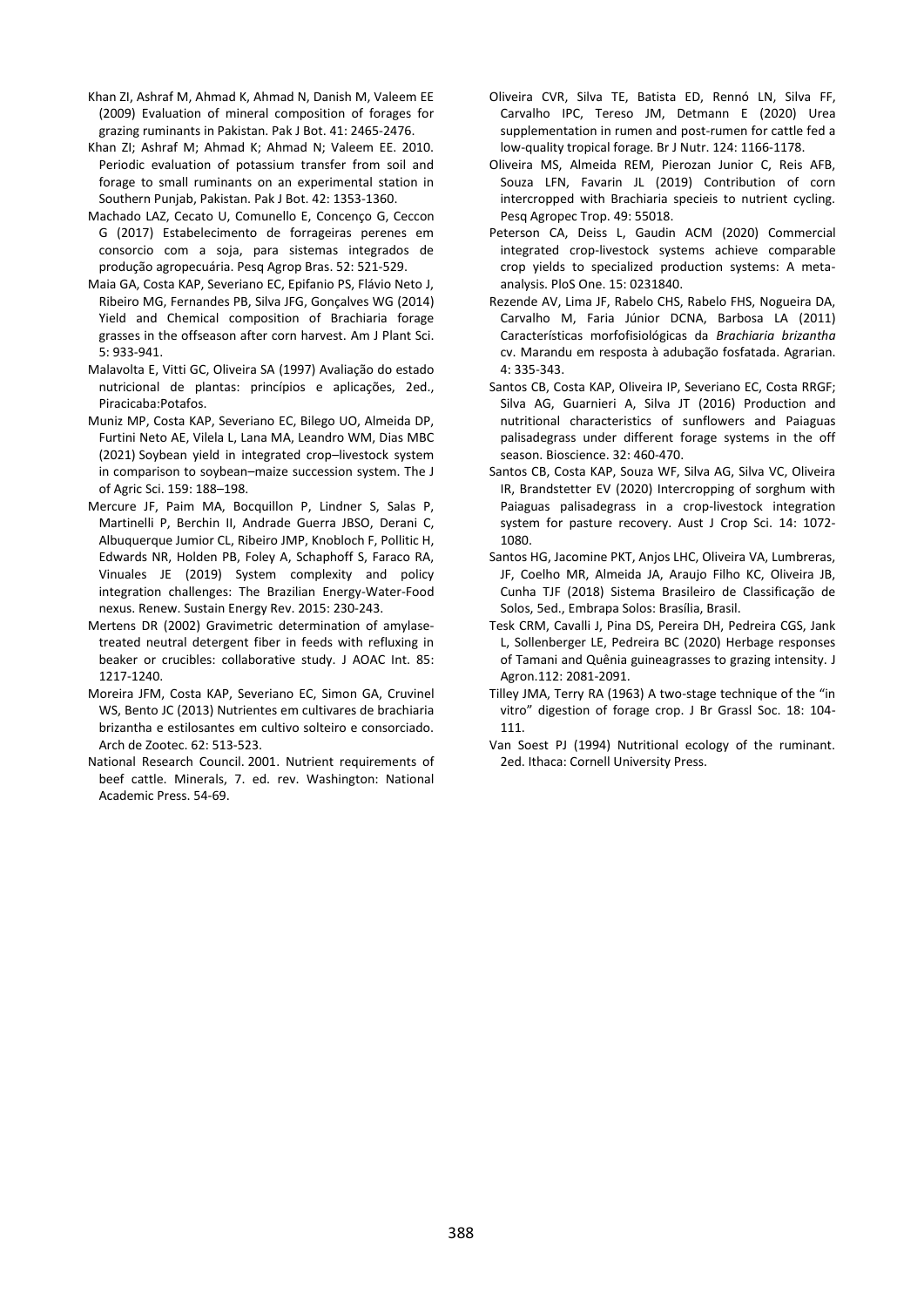Khan ZI, Ashraf M, Ahmad K, Ahmad N, Danish M, Valeem EE (2009) Evaluation of mineral composition of forages for grazing ruminants in Pakistan. Pak J Bot. 41: 2465-2476.

Khan ZI; Ashraf M; Ahmad K; Ahmad N; Valeem EE. 2010. Periodic evaluation of potassium transfer from soil and forage to small ruminants on an experimental station in Southern Punjab, Pakistan. Pak J Bot. 42: 1353-1360.

Machado LAZ, Cecato U, Comunello E, Concenço G, Ceccon G (2017) Estabelecimento de forrageiras perenes em consorcio com a soja, para sistemas integrados de produção agropecuária. Pesq Agrop Bras. 52: 521-529.

Maia GA, Costa KAP, Severiano EC, Epifanio PS, Flávio Neto J, Ribeiro MG, Fernandes PB, Silva JFG, Gonçalves WG (2014) Yield and Chemical composition of Brachiaria forage grasses in the offseason after corn harvest. Am J Plant Sci. 5: 933-941.

Malavolta E, Vitti GC, Oliveira SA (1997) Avaliação do estado nutricional de plantas: princípios e aplicações, 2ed., Piracicaba:Potafos.

Muniz MP, Costa KAP, Severiano EC, Bilego UO, Almeida DP, Furtini Neto AE, Vilela L, Lana MA, Leandro WM, Dias MBC (2021) Soybean yield in integrated crop–livestock system in comparison to soybean–maize succession system. The J of Agric Sci. 159: 188–198.

Mercure JF, Paim MA, Bocquillon P, Lindner S, Salas P, Martinelli P, Berchin II, Andrade Guerra JBSO, Derani C, Albuquerque Jumior CL, Ribeiro JMP, Knobloch F, Pollitic H, Edwards NR, Holden PB, Foley A, Schaphoff S, Faraco RA, Vinuales JE (2019) System complexity and policy integration challenges: The Brazilian Energy-Water-Food nexus. Renew. Sustain Energy Rev. 2015: 230-243.

Mertens DR (2002) Gravimetric determination of amylase-treated neutral detergent fiber in feeds with refluxing in beaker or crucibles: collaborative study. J AOAC Int. 85: 1217-1240.

Moreira JFM, Costa KAP, Severiano EC, Simon GA, Cruvinel WS, Bento JC (2013) Nutrientes em cultivares de brachiaria brizantha e estilosantes em cultivo solteiro e consorciado. Arch de Zootec. 62: 513-523.

National Research Council. 2001. Nutrient requirements of beef cattle. Minerals, 7. ed. rev. Washington: National Academic Press. 54-69.

Oliveira CVR, Silva TE, Batista ED, Rennó LN, Silva FF, Carvalho IPC, Tereso JM, Detmann E (2020) Urea supplementation in rumen and post-rumen for cattle fed a low-quality tropical forage. Br J Nutr. 124: 1166-1178.

Oliveira MS, Almeida REM, Pierozan Junior C, Reis AFB, Souza LFN, Favarin JL (2019) Contribution of corn intercropped with Brachiaria specieis to nutrient cycling. Pesq Agropec Trop. 49: 55018.

Peterson CA, Deiss L, Gaudin ACM (2020) Commercial integrated crop-livestock systems achieve comparable crop yields to specialized production systems: A meta-analysis. PloS One. 15: 0231840.

Rezende AV, Lima JF, Rabelo CHS, Rabelo FHS, Nogueira DA, Carvalho M, Faria Júnior DCNA, Barbosa LA (2011) Características morfofisiológicas da *Brachiaria brizantha* cv. Marandu em resposta à adubação fosfatada. Agrarian. 4: 335-343.

Santos CB, Costa KAP, Oliveira IP, Severiano EC, Costa RRGF; Silva AG, Guarnieri A, Silva JT (2016) Production and nutritional characteristics of sunflowers and Paiaguas palisadegrass under different forage systems in the off season. Bioscience. 32: 460-470.

Santos CB, Costa KAP, Souza WF, Silva AG, Silva VC, Oliveira IR, Brandstetter EV (2020) Intercropping of sorghum with Paiaguas palisadegrass in a crop-livestock integration system for pasture recovery. Aust J Crop Sci. 14: 1072-1080.

Santos HG, Jacomine PKT, Anjos LHC, Oliveira VA, Lumbreras, JF, Coelho MR, Almeida JA, Araujo Filho KC, Oliveira JB, Cunha TJF (2018) Sistema Brasileiro de Classificação de Solos, 5ed., Embrapa Solos: Brasília, Brasil.

Tesk CRM, Cavalli J, Pina DS, Pereira DH, Pedreira CGS, Jank L, Sollenberger LE, Pedreira BC (2020) Herbage responses of Tamani and Quênia guineagrasses to grazing intensity. J Agron.112: 2081-2091.

Tilley JMA, Terry RA (1963) A two-stage technique of the "in vitro" digestion of forage crop. J Br Grassl Soc. 18: 104-111.

Van Soest PJ (1994) Nutritional ecology of the ruminant. 2ed. Ithaca: Cornell University Press.